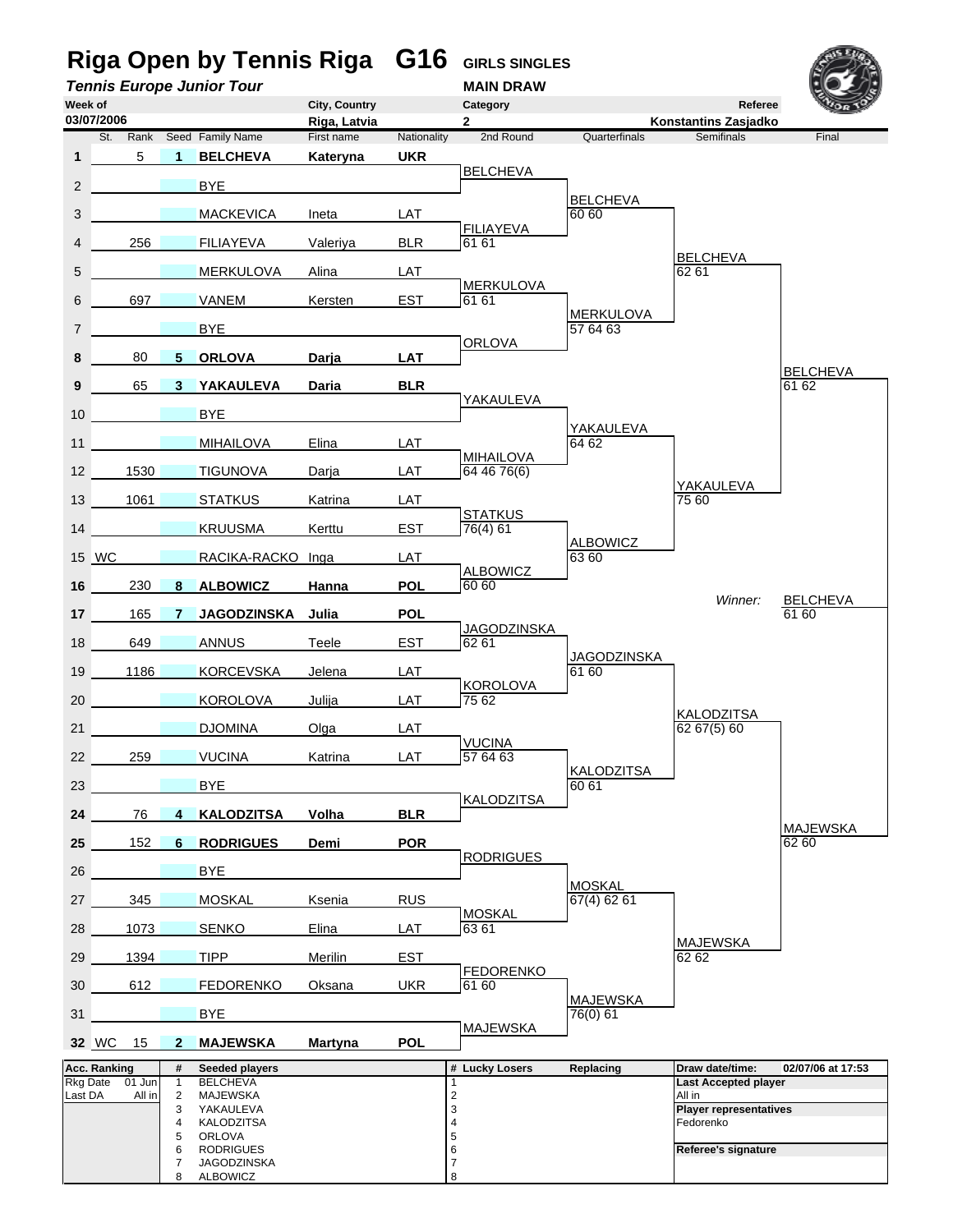# Riga Open by Tennis Riga G16 GIRLS SINGLES

***Tennis Europe Junior Tour*** **MAIN DRAW**

| Week of | City, Country | Category | Referee |
|---|---|---|---|
| 03/07/2006 | Riga, Latvia | 2 | Konstantins Zasjadko |

| # | St. | Rank | Seed | Family Name | First name | Nationality | 2nd Round | Quarterfinals | Semifinals | Final |
|---|---|---|---|---|---|---|---|---|---|---|
| **1** | | 5 | **1** | **BELCHEVA** | **Kateryna** | **UKR** | | | | |
| | | | | | | | BELCHEVA | | | |
| 2 | | | | BYE | | | | | | |
| | | | | | | | | BELCHEVA 60 60 | | |
| 3 | | | | MACKEVICA | Ineta | LAT | | | | |
| | | | | | | | FILIAYEVA 61 61 | | | |
| 4 | | 256 | | FILIAYEVA | Valeriya | BLR | | | | |
| | | | | | | | | | BELCHEVA 62 61 | |
| 5 | | | | MERKULOVA | Alina | LAT | | | | |
| | | | | | | | MERKULOVA 61 61 | | | |
| 6 | | 697 | | VANEM | Kersten | EST | | | | |
| | | | | | | | | MERKULOVA 57 64 63 | | |
| 7 | | | | BYE | | | | | | |
| | | | | | | | ORLOVA | | | |
| **8** | | 80 | **5** | **ORLOVA** | **Darja** | **LAT** | | | | |
| | | | | | | | | | | BELCHEVA 61 62 |
| **9** | | 65 | **3** | **YAKAULEVA** | **Daria** | **BLR** | | | | |
| | | | | | | | YAKAULEVA | | | |
| 10 | | | | BYE | | | | | | |
| | | | | | | | | YAKAULEVA 64 62 | | |
| 11 | | | | MIHAILOVA | Elina | LAT | | | | |
| | | | | | | | MIHAILOVA 64 46 76(6) | | | |
| 12 | | 1530 | | TIGUNOVA | Darja | LAT | | | | |
| | | | | | | | | | YAKAULEVA 75 60 | |
| 13 | | 1061 | | STATKUS | Katrina | LAT | | | | |
| | | | | | | | STATKUS 76(4) 61 | | | |
| 14 | | | | KRUUSMA | Kerttu | EST | | | | |
| | | | | | | | | ALBOWICZ 63 60 | | |
| 15 | WC | | | RACIKA-RACKO | Inga | LAT | | | | |
| | | | | | | | ALBOWICZ 60 60 | | | |
| **16** | | 230 | **8** | **ALBOWICZ** | **Hanna** | **POL** | | | | |
| | | | | | | | | | *Winner:* | BELCHEVA 61 60 |
| **17** | | 165 | **7** | **JAGODZINSKA** | **Julia** | **POL** | | | | |
| | | | | | | | JAGODZINSKA 62 61 | | | |
| 18 | | 649 | | ANNUS | Teele | EST | | | | |
| | | | | | | | | JAGODZINSKA 61 60 | | |
| 19 | | 1186 | | KORCEVSKA | Jelena | LAT | | | | |
| | | | | | | | KOROLOVA 75 62 | | | |
| 20 | | | | KOROLOVA | Julija | LAT | | | | |
| | | | | | | | | | KALODZITSA 62 67(5) 60 | |
| 21 | | | | DJOMINA | Olga | LAT | | | | |
| | | | | | | | VUCINA 57 64 63 | | | |
| 22 | | 259 | | VUCINA | Katrina | LAT | | | | |
| | | | | | | | | KALODZITSA 60 61 | | |
| 23 | | | | BYE | | | | | | |
| | | | | | | | KALODZITSA | | | |
| **24** | | 76 | **4** | **KALODZITSA** | **Volha** | **BLR** | | | | |
| | | | | | | | | | | MAJEWSKA 62 60 |
| **25** | | 152 | **6** | **RODRIGUES** | **Demi** | **POR** | | | | |
| | | | | | | | RODRIGUES | | | |
| 26 | | | | BYE | | | | | | |
| | | | | | | | | MOSKAL 67(4) 62 61 | | |
| 27 | | 345 | | MOSKAL | Ksenia | RUS | | | | |
| | | | | | | | MOSKAL 63 61 | | | |
| 28 | | 1073 | | SENKO | Elina | LAT | | | | |
| | | | | | | | | | MAJEWSKA 62 62 | |
| 29 | | 1394 | | TIPP | Merilin | EST | | | | |
| | | | | | | | FEDORENKO 61 60 | | | |
| 30 | | 612 | | FEDORENKO | Oksana | UKR | | | | |
| | | | | | | | | MAJEWSKA 76(0) 61 | | |
| 31 | | | | BYE | | | | | | |
| | | | | | | | MAJEWSKA | | | |
| **32** | WC | 15 | **2** | **MAJEWSKA** | **Martyna** | **POL** | | | | |

| Acc. Ranking | | # | Seeded players | # | Lucky Losers | Replacing | Draw date/time: 02/07/06 at 17:53 |
|---|---|---|---|---|---|---|---|
| Rkg Date | 01 Jun | 1 | BELCHEVA | 1 | | | **Last Accepted player** |
| Last DA | All in | 2 | MAJEWSKA | 2 | | | All in |
| | | 3 | YAKAULEVA | 3 | | | **Player representatives** |
| | | 4 | KALODZITSA | 4 | | | Fedorenko |
| | | 5 | ORLOVA | 5 | | | |
| | | 6 | RODRIGUES | 6 | | | **Referee's signature** |
| | | 7 | JAGODZINSKA | 7 | | | |
| | | 8 | ALBOWICZ | 8 | | | |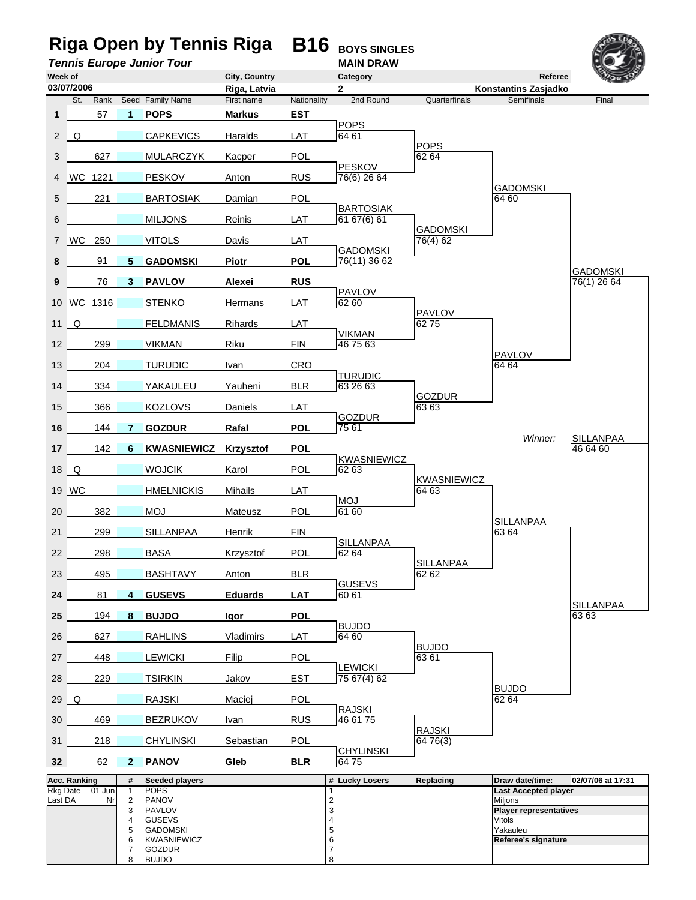# Riga Open by Tennis Riga — B16 BOYS SINGLES

***Tennis Europe Junior Tour*** — **MAIN DRAW**

| Week of | City, Country | Category | Referee |
|---|---|---|---|
| 03/07/2006 | Riga, Latvia | 2 | Konstantins Zasjadko |

| # | St. | Rank | Seed | Family Name | First name | Nationality | 2nd Round | Quarterfinals | Semifinals | Final |
|---|---|---|---|---|---|---|---|---|---|---|
| **1** | | 57 | **1** | **POPS** | **Markus** | **EST** | POPS 64 61 | POPS 62 64 | GADOMSKI 64 60 | GADOMSKI 76(1) 26 64 |
| 2 | Q | | | CAPKEVICS | Haralds | LAT | | | | |
| 3 | | 627 | | MULARCZYK | Kacper | POL | PESKOV 76(6) 26 64 | | | |
| 4 | WC | 1221 | | PESKOV | Anton | RUS | | | | |
| 5 | | 221 | | BARTOSIAK | Damian | POL | BARTOSIAK 61 67(6) 61 | GADOMSKI 76(4) 62 | | |
| 6 | | | | MILJONS | Reinis | LAT | | | | |
| 7 | WC | 250 | | VITOLS | Davis | LAT | GADOMSKI 76(11) 36 62 | | | |
| **8** | | 91 | **5** | **GADOMSKI** | **Piotr** | **POL** | | | | |
| **9** | | 76 | **3** | **PAVLOV** | **Alexei** | **RUS** | PAVLOV 62 60 | PAVLOV 62 75 | PAVLOV 64 64 | |
| 10 | WC | 1316 | | STENKO | Hermans | LAT | | | | |
| 11 | Q | | | FELDMANIS | Rihards | LAT | VIKMAN 46 75 63 | | | |
| 12 | | 299 | | VIKMAN | Riku | FIN | | | | |
| 13 | | 204 | | TURUDIC | Ivan | CRO | TURUDIC 63 26 63 | GOZDUR 63 63 | | |
| 14 | | 334 | | YAKAULEU | Yauheni | BLR | | | | |
| 15 | | 366 | | KOZLOVS | Daniels | LAT | GOZDUR 75 61 | | | |
| **16** | | 144 | **7** | **GOZDUR** | **Rafal** | **POL** | | | | *Winner:* SILLANPAA 46 64 60 |
| **17** | | 142 | **6** | **KWASNIEWICZ** | **Krzysztof** | **POL** | KWASNIEWICZ 62 63 | KWASNIEWICZ 64 63 | SILLANPAA 63 64 | SILLANPAA 63 63 |
| 18 | Q | | | WOJCIK | Karol | POL | | | | |
| 19 | WC | | | HMELNICKIS | Mihails | LAT | MOJ 61 60 | | | |
| 20 | | 382 | | MOJ | Mateusz | POL | | | | |
| 21 | | 299 | | SILLANPAA | Henrik | FIN | SILLANPAA 62 64 | SILLANPAA 62 62 | | |
| 22 | | 298 | | BASA | Krzysztof | POL | | | | |
| 23 | | 495 | | BASHTAVY | Anton | BLR | GUSEVS 60 61 | | | |
| **24** | | 81 | **4** | **GUSEVS** | **Eduards** | **LAT** | | | | |
| **25** | | 194 | **8** | **BUJDO** | **Igor** | **POL** | BUJDO 64 60 | BUJDO 63 61 | BUJDO 62 64 | |
| 26 | | 627 | | RAHLINS | Vladimirs | LAT | | | | |
| 27 | | 448 | | LEWICKI | Filip | POL | LEWICKI 75 67(4) 62 | | | |
| 28 | | 229 | | TSIRKIN | Jakov | EST | | | | |
| 29 | Q | | | RAJSKI | Maciej | POL | RAJSKI 46 61 75 | RAJSKI 64 76(3) | | |
| 30 | | 469 | | BEZRUKOV | Ivan | RUS | | | | |
| 31 | | 218 | | CHYLINSKI | Sebastian | POL | CHYLINSKI 64 75 | | | |
| **32** | | 62 | **2** | **PANOV** | **Gleb** | **BLR** | | | | |

| Acc. Ranking | | # | Seeded players | # | Lucky Losers | Replacing | Draw date/time: 02/07/06 at 17:31 |
|---|---|---|---|---|---|---|---|
| Rkg Date | 01 Jun | 1 | POPS | 1 | | | **Last Accepted player** |
| Last DA | Nr | 2 | PANOV | 2 | | | Miljons |
| | | 3 | PAVLOV | 3 | | | **Player representatives** |
| | | 4 | GUSEVS | 4 | | | Vitols |
| | | 5 | GADOMSKI | 5 | | | Yakauleu |
| | | 6 | KWASNIEWICZ | 6 | | | **Referee's signature** |
| | | 7 | GOZDUR | 7 | | | |
| | | 8 | BUJDO | 8 | | | |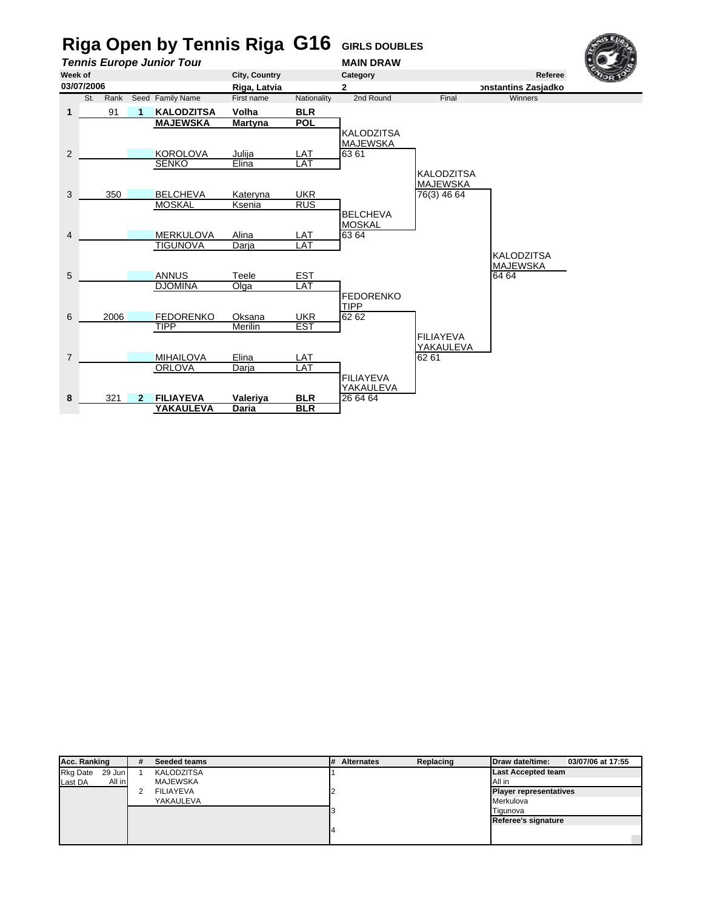# Riga Open by Tennis Riga G16 GIRLS DOUBLES

***Tennis Europe Junior Tour*** **MAIN DRAW**

| Week of | City, Country | Category | Referee |
|---|---|---|---|
| 03/07/2006 | Riga, Latvia | 2 | onstantins Zasjadko |

| | St. | Rank | Seed | Family Name | First name | Nationality | 2nd Round | Final | Winners |
|---|---|---|---|---|---|---|---|---|---|
| **1** | | 91 | **1** | **KALODZITSA** | **Volha** | **BLR** | | | |
| | | | | **MAJEWSKA** | **Martyna** | **POL** | | | |
| | | | | | | | KALODZITSA MAJEWSKA 63 61 | | |
| 2 | | | | KOROLOVA | Julija | LAT | | | |
| | | | | SENKO | Elina | LAT | | | |
| | | | | | | | | KALODZITSA MAJEWSKA 76(3) 46 64 | |
| 3 | | 350 | | BELCHEVA | Kateryna | UKR | | | |
| | | | | MOSKAL | Ksenia | RUS | | | |
| | | | | | | | BELCHEVA MOSKAL 63 64 | | |
| 4 | | | | MERKULOVA | Alina | LAT | | | |
| | | | | TIGUNOVA | Darja | LAT | | | |
| | | | | | | | | | KALODZITSA MAJEWSKA 64 64 |
| 5 | | | | ANNUS | Teele | EST | | | |
| | | | | DJOMINA | Olga | LAT | | | |
| | | | | | | | FEDORENKO TIPP 62 62 | | |
| 6 | | 2006 | | FEDORENKO | Oksana | UKR | | | |
| | | | | TIPP | Merilin | EST | | | |
| | | | | | | | | FILIAYEVA YAKAULEVA 62 61 | |
| 7 | | | | MIHAILOVA | Elina | LAT | | | |
| | | | | ORLOVA | Darja | LAT | | | |
| | | | | | | | FILIAYEVA YAKAULEVA 26 64 64 | | |
| **8** | | 321 | **2** | **FILIAYEVA** | **Valeriya** | **BLR** | | | |
| | | | | **YAKAULEVA** | **Daria** | **BLR** | | | |

| Acc. Ranking | | # | Seeded teams | # | Alternates | Replacing | Draw date/time: | 03/07/06 at 17:55 |
|---|---|---|---|---|---|---|---|---|
| Rkg Date | 29 Jun | 1 | KALODZITSA | 1 | | | **Last Accepted team** | |
| Last DA | All in | | MAJEWSKA | | | | All in | |
| | | 2 | FILIAYEVA | 2 | | | **Player representatives** | |
| | | | YAKAULEVA | | | | Merkulova | |
| | | | | 3 | | | Tigunova | |
| | | | | | | | **Referee's signature** | |
| | | | | 4 | | | | |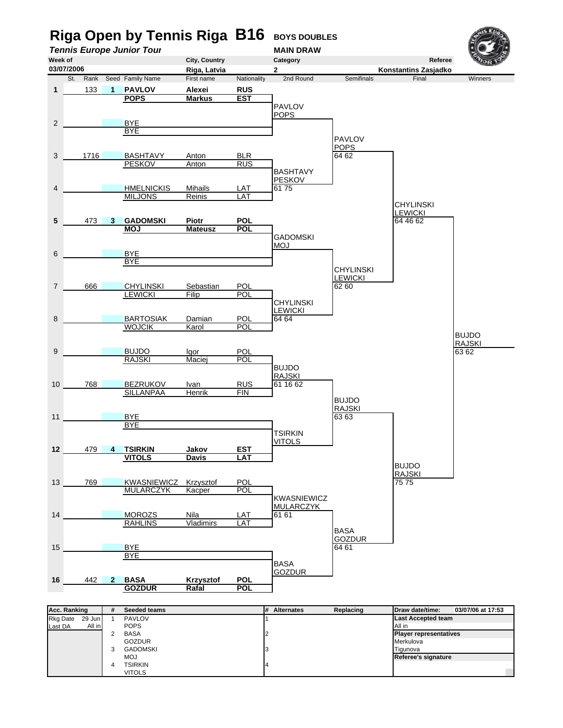# Riga Open by Tennis Riga B16 BOYS DOUBLES

***Tennis Europe Junior Tour*** — **MAIN DRAW**

| Week of | City, Country | Category | Referee |
|---|---|---|---|
| 03/07/2006 | Riga, Latvia | 2 | Konstantins Zasjadko |

| # | St. | Rank | Seed | Family Name | First name | Nationality | 2nd Round | Semifinals | Final | Winners |
|---|---|---|---|---|---|---|---|---|---|---|
| 1 | | 133 | 1 | **PAVLOV** | **Alexei** | **RUS** | | | | |
| | | | | **POPS** | **Markus** | **EST** | PAVLOV / POPS | | | |
| 2 | | | | BYE | | | | | | |
| | | | | BYE | | | | PAVLOV / POPS 64 62 | | |
| 3 | | 1716 | | BASHTAVY | Anton | BLR | | | | |
| | | | | PESKOV | Anton | RUS | BASHTAVY / PESKOV 61 75 | | | |
| 4 | | | | HMELNICKIS | Mihails | LAT | | | | |
| | | | | MILJONS | Reinis | LAT | | | CHYLINSKI / LEWICKI 64 46 62 | |
| 5 | | 473 | 3 | **GADOMSKI** | **Piotr** | **POL** | | | | |
| | | | | **MOJ** | **Mateusz** | **POL** | GADOMSKI / MOJ | | | |
| 6 | | | | BYE | | | | | | |
| | | | | BYE | | | | CHYLINSKI / LEWICKI 62 60 | | |
| 7 | | 666 | | CHYLINSKI | Sebastian | POL | | | | |
| | | | | LEWICKI | Filip | POL | CHYLINSKI / LEWICKI 64 64 | | | |
| 8 | | | | BARTOSIAK | Damian | POL | | | | |
| | | | | WOJCIK | Karol | POL | | | | BUJDO / RAJSKI 63 62 |
| 9 | | | | BUJDO | Igor | POL | | | | |
| | | | | RAJSKI | Maciej | POL | BUJDO / RAJSKI 61 16 62 | | | |
| 10 | | 768 | | BEZRUKOV | Ivan | RUS | | | | |
| | | | | SILLANPAA | Henrik | FIN | | BUJDO / RAJSKI 63 63 | | |
| 11 | | | | BYE | | | | | | |
| | | | | BYE | | | TSIRKIN / VITOLS | | | |
| 12 | | 479 | 4 | **TSIRKIN** | **Jakov** | **EST** | | | | |
| | | | | **VITOLS** | **Davis** | **LAT** | | | BUJDO / RAJSKI 75 75 | |
| 13 | | 769 | | KWASNIEWICZ | Krzysztof | POL | | | | |
| | | | | MULARCZYK | Kacper | POL | KWASNIEWICZ / MULARCZYK 61 61 | | | |
| 14 | | | | MOROZS | Nila | LAT | | | | |
| | | | | RAHLINS | Vladimirs | LAT | | BASA / GOZDUR 64 61 | | |
| 15 | | | | BYE | | | | | | |
| | | | | BYE | | | BASA / GOZDUR | | | |
| 16 | | 442 | 2 | **BASA** | **Krzysztof** | **POL** | | | | |
| | | | | **GOZDUR** | **Rafal** | **POL** | | | | |

| Acc. Ranking | | # | Seeded teams | # | Alternates | Replacing | Draw date/time: 03/07/06 at 17:53 |
|---|---|---|---|---|---|---|---|
| Rkg Date | 29 Jun | 1 | PAVLOV | 1 | | | **Last Accepted team** |
| Last DA | All in | | POPS | | | | All in |
| | | 2 | BASA | 2 | | | **Player representatives** |
| | | | GOZDUR | | | | Merkulova |
| | | 3 | GADOMSKI | 3 | | | Tigunova |
| | | | MOJ | | | | **Referee's signature** |
| | | 4 | TSIRKIN | 4 | | | |
| | | | VITOLS | | | | |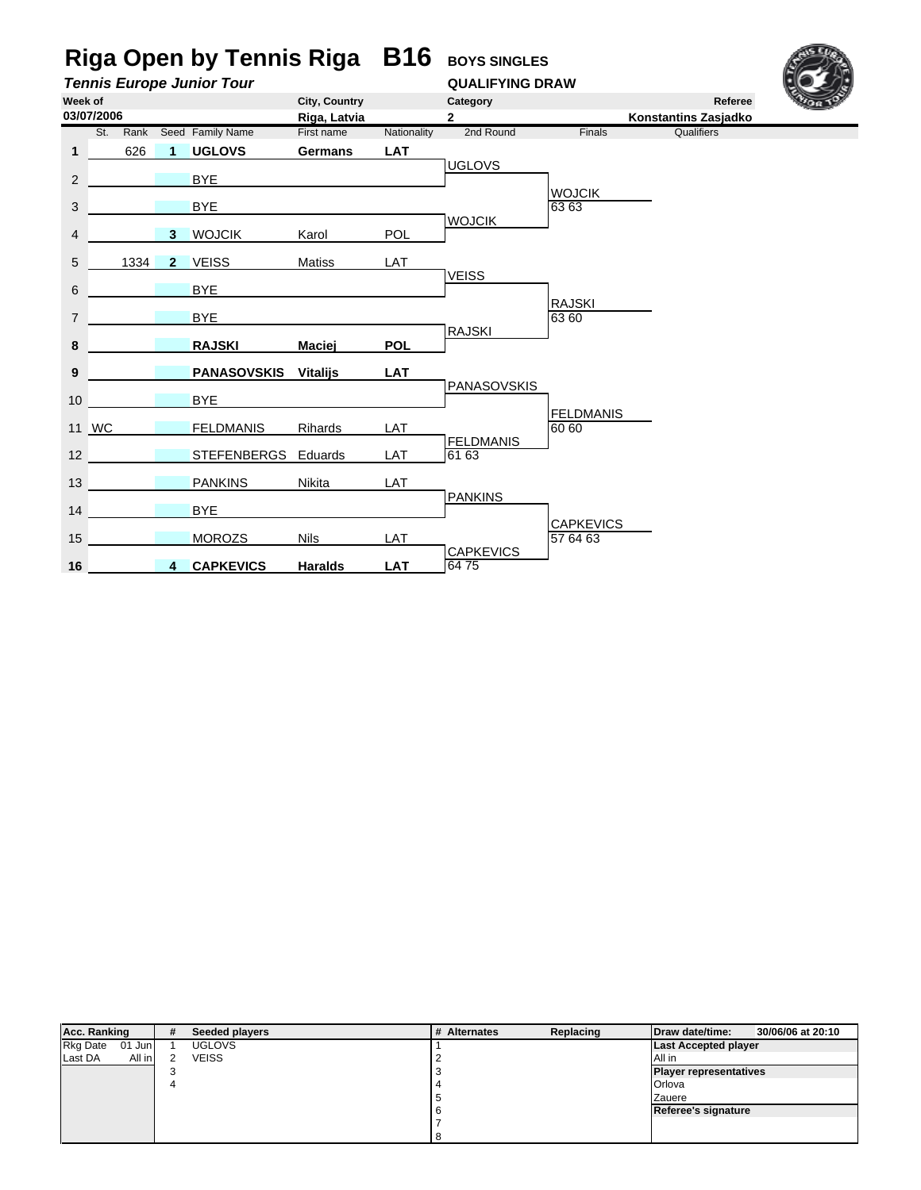# Riga Open by Tennis Riga B16 BOYS SINGLES

***Tennis Europe Junior Tour*** **QUALIFYING DRAW**

| Week of | City, Country | Category | Referee |
|---|---|---|---|
| 03/07/2006 | Riga, Latvia | 2 | Konstantins Zasjadko |

| | St. | Rank | Seed | Family Name | First name | Nationality | 2nd Round | Finals | Qualifiers |
|---|---|---|---|---|---|---|---|---|---|
| **1** | | 626 | **1** | **UGLOVS** | **Germans** | **LAT** | | | |
| | | | | | | | UGLOVS | | |
| 2 | | | | BYE | | | | | |
| | | | | | | | | WOJCIK 63 63 | |
| 3 | | | | BYE | | | | | |
| | | | | | | | WOJCIK | | |
| 4 | | | 3 | WOJCIK | Karol | POL | | | |
| 5 | | 1334 | 2 | VEISS | Matiss | LAT | | | |
| | | | | | | | VEISS | | |
| 6 | | | | BYE | | | | | |
| | | | | | | | | RAJSKI 63 60 | |
| 7 | | | | BYE | | | | | |
| | | | | | | | RAJSKI | | |
| **8** | | | | **RAJSKI** | **Maciej** | **POL** | | | |
| **9** | | | | **PANASOVSKIS** | **Vitalijs** | **LAT** | | | |
| | | | | | | | PANASOVSKIS | | |
| 10 | | | | BYE | | | | | |
| | | | | | | | | FELDMANIS 60 60 | |
| 11 | WC | | | FELDMANIS | Rihards | LAT | | | |
| | | | | | | | FELDMANIS 61 63 | | |
| 12 | | | | STEFENBERGS | Eduards | LAT | | | |
| 13 | | | | PANKINS | Nikita | LAT | | | |
| | | | | | | | PANKINS | | |
| 14 | | | | BYE | | | | | |
| | | | | | | | | CAPKEVICS 57 64 63 | |
| 15 | | | | MOROZS | Nils | LAT | | | |
| | | | | | | | CAPKEVICS 64 75 | | |
| **16** | | | **4** | **CAPKEVICS** | **Haralds** | **LAT** | | | |

| Acc. Ranking | | # | Seeded players | # | Alternates | Replacing | Draw date/time: | 30/06/06 at 20:10 |
|---|---|---|---|---|---|---|---|---|
| Rkg Date | 01 Jun | 1 | UGLOVS | 1 | | | **Last Accepted player** | |
| Last DA | All in | 2 | VEISS | 2 | | | All in | |
| | | 3 | | 3 | | | **Player representatives** | |
| | | 4 | | 4 | | | Orlova | |
| | | | | 5 | | | Zauere | |
| | | | | 6 | | | **Referee's signature** | |
| | | | | 7 | | | | |
| | | | | 8 | | | | |